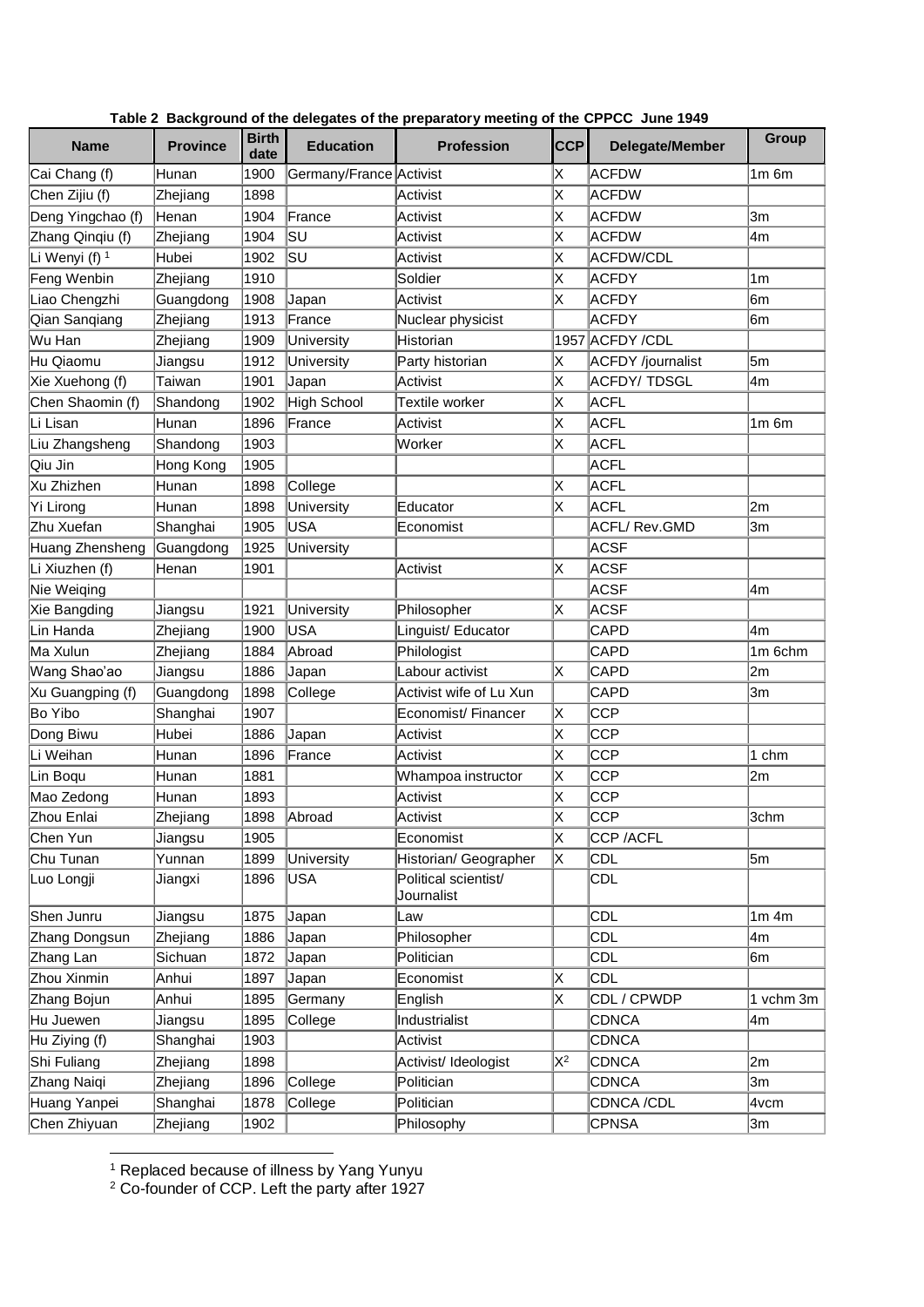**Table 2 Background of the delegates of the preparatory meeting of the CPPCC June 1949**

| Name | Province | Birth date | Education | Profession | CCP | Delegate/Member | Group |
|---|---|---|---|---|---|---|---|
| Cai Chang (f) | Hunan | 1900 | Germany/France | Activist | X | ACFDW | 1m 6m |
| Chen Zijiu (f) | Zhejiang | 1898 | | Activist | X | ACFDW | |
| Deng Yingchao (f) | Henan | 1904 | France | Activist | X | ACFDW | 3m |
| Zhang Qinqiu (f) | Zhejiang | 1904 | SU | Activist | X | ACFDW | 4m |
| Li Wenyi (f) [1] | Hubei | 1902 | SU | Activist | X | ACFDW/CDL | |
| Feng Wenbin | Zhejiang | 1910 | | Soldier | X | ACFDY | 1m |
| Liao Chengzhi | Guangdong | 1908 | Japan | Activist | X | ACFDY | 6m |
| Qian Sanqiang | Zhejiang | 1913 | France | Nuclear physicist | | ACFDY | 6m |
| Wu Han | Zhejiang | 1909 | University | Historian | 1957 | ACFDY /CDL | |
| Hu Qiaomu | Jiangsu | 1912 | University | Party historian | X | ACFDY /journalist | 5m |
| Xie Xuehong (f) | Taiwan | 1901 | Japan | Activist | X | ACFDY/ TDSGL | 4m |
| Chen Shaomin (f) | Shandong | 1902 | High School | Textile worker | X | ACFL | |
| Li Lisan | Hunan | 1896 | France | Activist | X | ACFL | 1m 6m |
| Liu Zhangsheng | Shandong | 1903 | | Worker | X | ACFL | |
| Qiu Jin | Hong Kong | 1905 | | | | ACFL | |
| Xu Zhizhen | Hunan | 1898 | College | | X | ACFL | |
| Yi Lirong | Hunan | 1898 | University | Educator | X | ACFL | 2m |
| Zhu Xuefan | Shanghai | 1905 | USA | Economist | | ACFL/ Rev.GMD | 3m |
| Huang Zhensheng | Guangdong | 1925 | University | | | ACSF | |
| Li Xiuzhen (f) | Henan | 1901 | | Activist | X | ACSF | |
| Nie Weiqing | | | | | | ACSF | 4m |
| Xie Bangding | Jiangsu | 1921 | University | Philosopher | X | ACSF | |
| Lin Handa | Zhejiang | 1900 | USA | Linguist/ Educator | | CAPD | 4m |
| Ma Xulun | Zhejiang | 1884 | Abroad | Philologist | | CAPD | 1m 6chm |
| Wang Shao'ao | Jiangsu | 1886 | Japan | Labour activist | X | CAPD | 2m |
| Xu Guangping (f) | Guangdong | 1898 | College | Activist wife of Lu Xun | | CAPD | 3m |
| Bo Yibo | Shanghai | 1907 | | Economist/ Financer | X | CCP | |
| Dong Biwu | Hubei | 1886 | Japan | Activist | X | CCP | |
| Li Weihan | Hunan | 1896 | France | Activist | X | CCP | 1 chm |
| Lin Boqu | Hunan | 1881 | | Whampoa instructor | X | CCP | 2m |
| Mao Zedong | Hunan | 1893 | | Activist | X | CCP | |
| Zhou Enlai | Zhejiang | 1898 | Abroad | Activist | X | CCP | 3chm |
| Chen Yun | Jiangsu | 1905 | | Economist | X | CCP /ACFL | |
| Chu Tunan | Yunnan | 1899 | University | Historian/ Geographer | X | CDL | 5m |
| Luo Longji | Jiangxi | 1896 | USA | Political scientist/ Journalist | | CDL | |
| Shen Junru | Jiangsu | 1875 | Japan | Law | | CDL | 1m 4m |
| Zhang Dongsun | Zhejiang | 1886 | Japan | Philosopher | | CDL | 4m |
| Zhang Lan | Sichuan | 1872 | Japan | Politician | | CDL | 6m |
| Zhou Xinmin | Anhui | 1897 | Japan | Economist | X | CDL | |
| Zhang Bojun | Anhui | 1895 | Germany | English | X | CDL / CPWDP | 1 vchm 3m |
| Hu Juewen | Jiangsu | 1895 | College | Industrialist | | CDNCA | 4m |
| Hu Ziying (f) | Shanghai | 1903 | | Activist | | CDNCA | |
| Shi Fuliang | Zhejiang | 1898 | | Activist/ Ideologist | X[2] | CDNCA | 2m |
| Zhang Naiqi | Zhejiang | 1896 | College | Politician | | CDNCA | 3m |
| Huang Yanpei | Shanghai | 1878 | College | Politician | | CDNCA /CDL | 4vcm |
| Chen Zhiyuan | Zhejiang | 1902 | | Philosophy | | CPNSA | 3m |

[1] Replaced because of illness by Yang Yunyu

[2] Co-founder of CCP. Left the party after 1927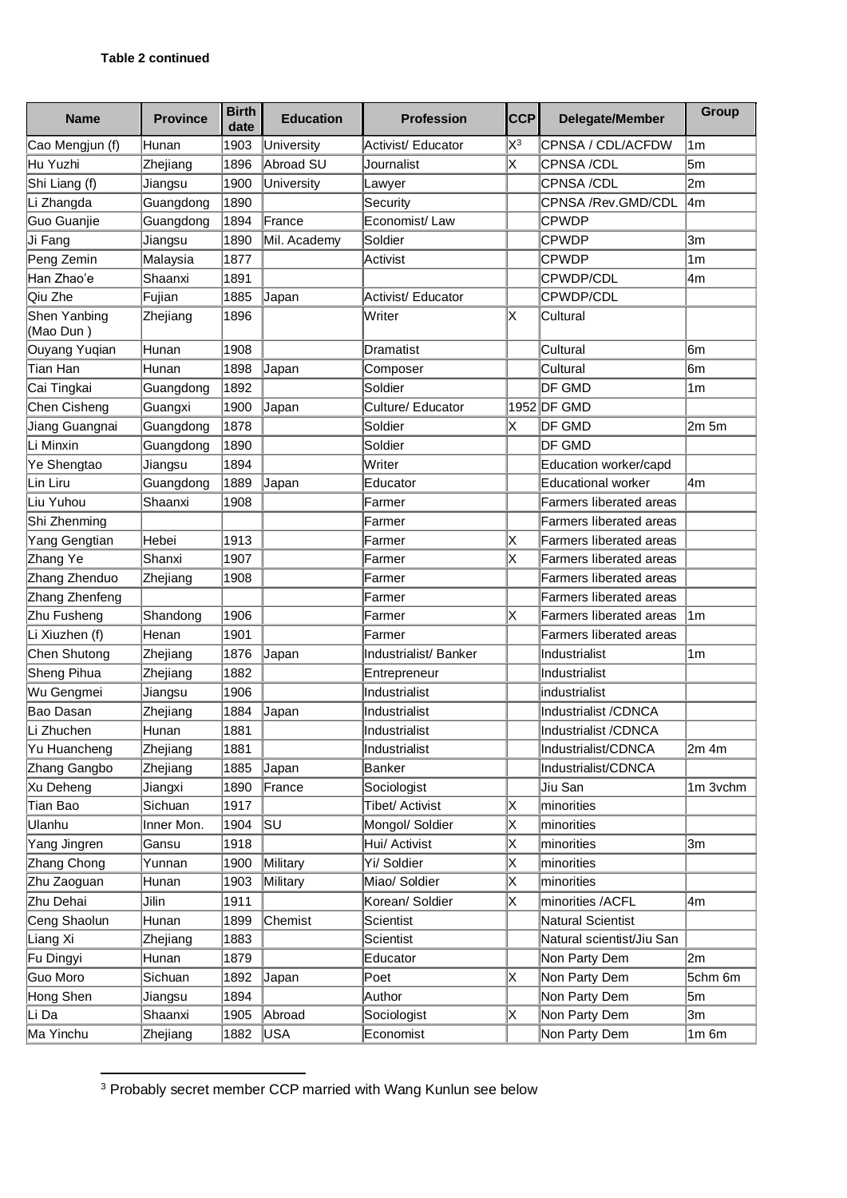**Table 2 continued**

| Name | Province | Birth date | Education | Profession | CCP | Delegate/Member | Group |
|---|---|---|---|---|---|---|---|
| Cao Mengjun (f) | Hunan | 1903 | University | Activist/ Educator | X[3] | CPNSA / CDL/ACFDW | 1m |
| Hu Yuzhi | Zhejiang | 1896 | Abroad SU | Journalist | X | CPNSA /CDL | 5m |
| Shi Liang (f) | Jiangsu | 1900 | University | Lawyer | | CPNSA /CDL | 2m |
| Li Zhangda | Guangdong | 1890 | | Security | | CPNSA /Rev.GMD/CDL | 4m |
| Guo Guanjie | Guangdong | 1894 | France | Economist/ Law | | CPWDP | |
| Ji Fang | Jiangsu | 1890 | Mil. Academy | Soldier | | CPWDP | 3m |
| Peng Zemin | Malaysia | 1877 | | Activist | | CPWDP | 1m |
| Han Zhao'e | Shaanxi | 1891 | | | | CPWDP/CDL | 4m |
| Qiu Zhe | Fujian | 1885 | Japan | Activist/ Educator | | CPWDP/CDL | |
| Shen Yanbing (Mao Dun ) | Zhejiang | 1896 | | Writer | X | Cultural | |
| Ouyang Yuqian | Hunan | 1908 | | Dramatist | | Cultural | 6m |
| Tian Han | Hunan | 1898 | Japan | Composer | | Cultural | 6m |
| Cai Tingkai | Guangdong | 1892 | | Soldier | | DF GMD | 1m |
| Chen Cisheng | Guangxi | 1900 | Japan | Culture/ Educator | 1952 | DF GMD | |
| Jiang Guangnai | Guangdong | 1878 | | Soldier | X | DF GMD | 2m 5m |
| Li Minxin | Guangdong | 1890 | | Soldier | | DF GMD | |
| Ye Shengtao | Jiangsu | 1894 | | Writer | | Education worker/capd | |
| Lin Liru | Guangdong | 1889 | Japan | Educator | | Educational worker | 4m |
| Liu Yuhou | Shaanxi | 1908 | | Farmer | | Farmers liberated areas | |
| Shi Zhenming | | | | Farmer | | Farmers liberated areas | |
| Yang Gengtian | Hebei | 1913 | | Farmer | X | Farmers liberated areas | |
| Zhang Ye | Shanxi | 1907 | | Farmer | X | Farmers liberated areas | |
| Zhang Zhenduo | Zhejiang | 1908 | | Farmer | | Farmers liberated areas | |
| Zhang Zhenfeng | | | | Farmer | | Farmers liberated areas | |
| Zhu Fusheng | Shandong | 1906 | | Farmer | X | Farmers liberated areas | 1m |
| Li Xiuzhen (f) | Henan | 1901 | | Farmer | | Farmers liberated areas | |
| Chen Shutong | Zhejiang | 1876 | Japan | Industrialist/ Banker | | Industrialist | 1m |
| Sheng Pihua | Zhejiang | 1882 | | Entrepreneur | | Industrialist | |
| Wu Gengmei | Jiangsu | 1906 | | Industrialist | | industrialist | |
| Bao Dasan | Zhejiang | 1884 | Japan | Industrialist | | Industrialist /CDNCA | |
| Li Zhuchen | Hunan | 1881 | | Industrialist | | Industrialist /CDNCA | |
| Yu Huancheng | Zhejiang | 1881 | | Industrialist | | Industrialist/CDNCA | 2m 4m |
| Zhang Gangbo | Zhejiang | 1885 | Japan | Banker | | Industrialist/CDNCA | |
| Xu Deheng | Jiangxi | 1890 | France | Sociologist | | Jiu San | 1m 3vchm |
| Tian Bao | Sichuan | 1917 | | Tibet/ Activist | X | minorities | |
| Ulanhu | Inner Mon. | 1904 | SU | Mongol/ Soldier | X | minorities | |
| Yang Jingren | Gansu | 1918 | | Hui/ Activist | X | minorities | 3m |
| Zhang Chong | Yunnan | 1900 | Military | Yi/ Soldier | X | minorities | |
| Zhu Zaoguan | Hunan | 1903 | Military | Miao/ Soldier | X | minorities | |
| Zhu Dehai | Jilin | 1911 | | Korean/ Soldier | X | minorities /ACFL | 4m |
| Ceng Shaolun | Hunan | 1899 | Chemist | Scientist | | Natural Scientist | |
| Liang Xi | Zhejiang | 1883 | | Scientist | | Natural scientist/Jiu San | |
| Fu Dingyi | Hunan | 1879 | | Educator | | Non Party Dem | 2m |
| Guo Moro | Sichuan | 1892 | Japan | Poet | X | Non Party Dem | 5chm 6m |
| Hong Shen | Jiangsu | 1894 | | Author | | Non Party Dem | 5m |
| Li Da | Shaanxi | 1905 | Abroad | Sociologist | X | Non Party Dem | 3m |
| Ma Yinchu | Zhejiang | 1882 | USA | Economist | | Non Party Dem | 1m 6m |

[3] Probably secret member CCP married with Wang Kunlun see below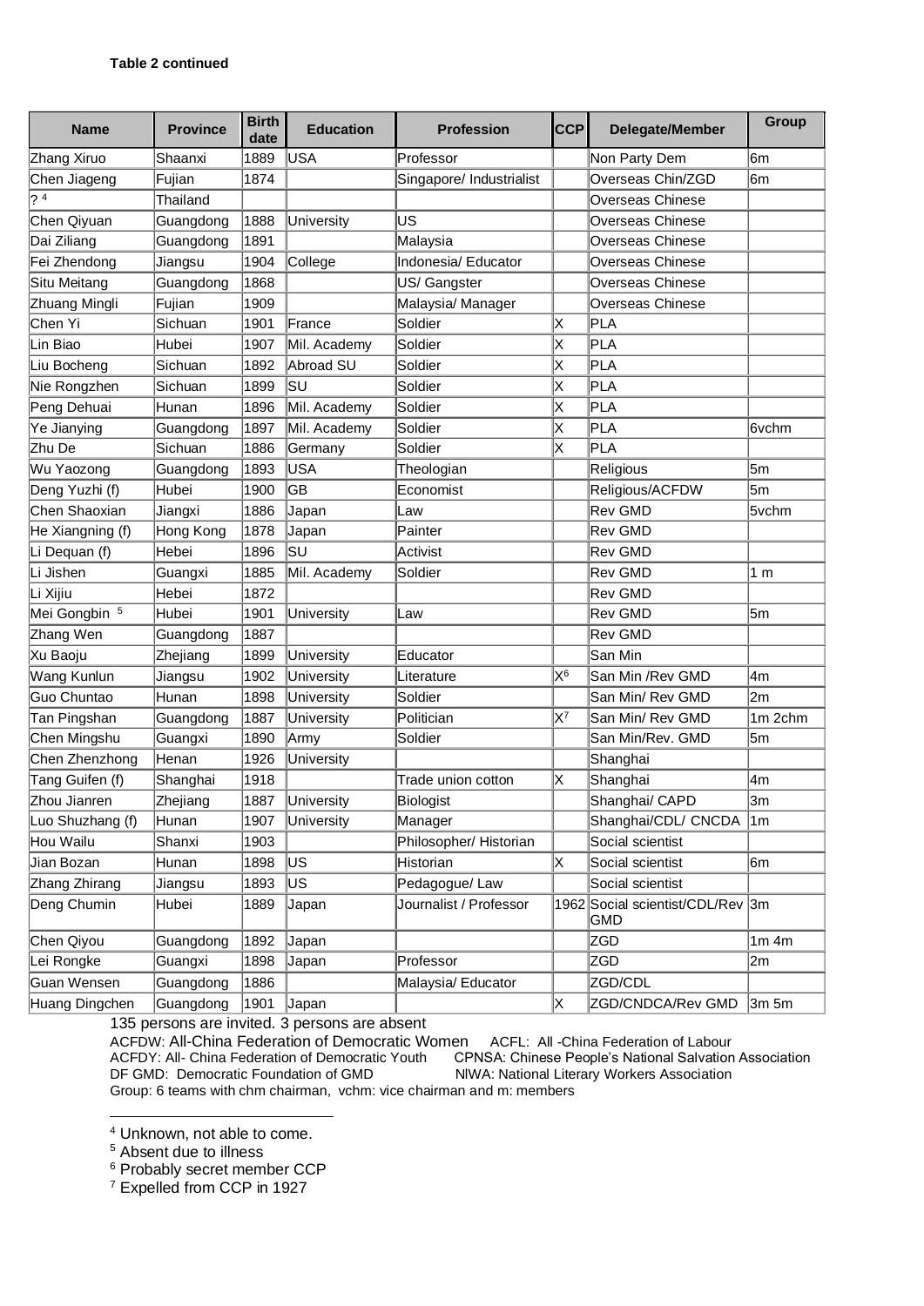**Table 2 continued**

| Name | Province | Birth date | Education | Profession | CCP | Delegate/Member | Group |
|---|---|---|---|---|---|---|---|
| Zhang Xiruo | Shaanxi | 1889 | USA | Professor | | Non Party Dem | 6m |
| Chen Jiageng | Fujian | 1874 | | Singapore/ Industrialist | | Overseas Chin/ZGD | 6m |
| ? [4] | Thailand | | | | | Overseas Chinese | |
| Chen Qiyuan | Guangdong | 1888 | University | US | | Overseas Chinese | |
| Dai Ziliang | Guangdong | 1891 | | Malaysia | | Overseas Chinese | |
| Fei Zhendong | Jiangsu | 1904 | College | Indonesia/ Educator | | Overseas Chinese | |
| Situ Meitang | Guangdong | 1868 | | US/ Gangster | | Overseas Chinese | |
| Zhuang Mingli | Fujian | 1909 | | Malaysia/ Manager | | Overseas Chinese | |
| Chen Yi | Sichuan | 1901 | France | Soldier | X | PLA | |
| Lin Biao | Hubei | 1907 | Mil. Academy | Soldier | X | PLA | |
| Liu Bocheng | Sichuan | 1892 | Abroad SU | Soldier | X | PLA | |
| Nie Rongzhen | Sichuan | 1899 | SU | Soldier | X | PLA | |
| Peng Dehuai | Hunan | 1896 | Mil. Academy | Soldier | X | PLA | |
| Ye Jianying | Guangdong | 1897 | Mil. Academy | Soldier | X | PLA | 6vchm |
| Zhu De | Sichuan | 1886 | Germany | Soldier | X | PLA | |
| Wu Yaozong | Guangdong | 1893 | USA | Theologian | | Religious | 5m |
| Deng Yuzhi (f) | Hubei | 1900 | GB | Economist | | Religious/ACFDW | 5m |
| Chen Shaoxian | Jiangxi | 1886 | Japan | Law | | Rev GMD | 5vchm |
| He Xiangning (f) | Hong Kong | 1878 | Japan | Painter | | Rev GMD | |
| Li Dequan (f) | Hebei | 1896 | SU | Activist | | Rev GMD | |
| Li Jishen | Guangxi | 1885 | Mil. Academy | Soldier | | Rev GMD | 1 m |
| Li Xijiu | Hebei | 1872 | | | | Rev GMD | |
| Mei Gongbin [5] | Hubei | 1901 | University | Law | | Rev GMD | 5m |
| Zhang Wen | Guangdong | 1887 | | | | Rev GMD | |
| Xu Baoju | Zhejiang | 1899 | University | Educator | | San Min | |
| Wang Kunlun | Jiangsu | 1902 | University | Literature | X[6] | San Min /Rev GMD | 4m |
| Guo Chuntao | Hunan | 1898 | University | Soldier | | San Min/ Rev GMD | 2m |
| Tan Pingshan | Guangdong | 1887 | University | Politician | X[7] | San Min/ Rev GMD | 1m 2chm |
| Chen Mingshu | Guangxi | 1890 | Army | Soldier | | San Min/Rev. GMD | 5m |
| Chen Zhenzhong | Henan | 1926 | University | | | Shanghai | |
| Tang Guifen (f) | Shanghai | 1918 | | Trade union cotton | X | Shanghai | 4m |
| Zhou Jianren | Zhejiang | 1887 | University | Biologist | | Shanghai/ CAPD | 3m |
| Luo Shuzhang (f) | Hunan | 1907 | University | Manager | | Shanghai/CDL/ CNCDA | 1m |
| Hou Wailu | Shanxi | 1903 | | Philosopher/ Historian | | Social scientist | |
| Jian Bozan | Hunan | 1898 | US | Historian | X | Social scientist | 6m |
| Zhang Zhirang | Jiangsu | 1893 | US | Pedagogue/ Law | | Social scientist | |
| Deng Chumin | Hubei | 1889 | Japan | Journalist / Professor | 1962 | Social scientist/CDL/Rev GMD | 3m |
| Chen Qiyou | Guangdong | 1892 | Japan | | | ZGD | 1m 4m |
| Lei Rongke | Guangxi | 1898 | Japan | Professor | | ZGD | 2m |
| Guan Wensen | Guangdong | 1886 | | Malaysia/ Educator | | ZGD/CDL | |
| Huang Dingchen | Guangdong | 1901 | Japan | | X | ZGD/CNDCA/Rev GMD | 3m 5m |

135 persons are invited. 3 persons are absent

ACFDW: All-China Federation of Democratic Women ACFL: All -China Federation of Labour
ACFDY: All- China Federation of Democratic Youth CPNSA: Chinese People's National Salvation Association
DF GMD: Democratic Foundation of GMD NIWA: National Literary Workers Association
Group: 6 teams with chm chairman, vchm: vice chairman and m: members

---

[4] Unknown, not able to come.
[5] Absent due to illness
[6] Probably secret member CCP
[7] Expelled from CCP in 1927